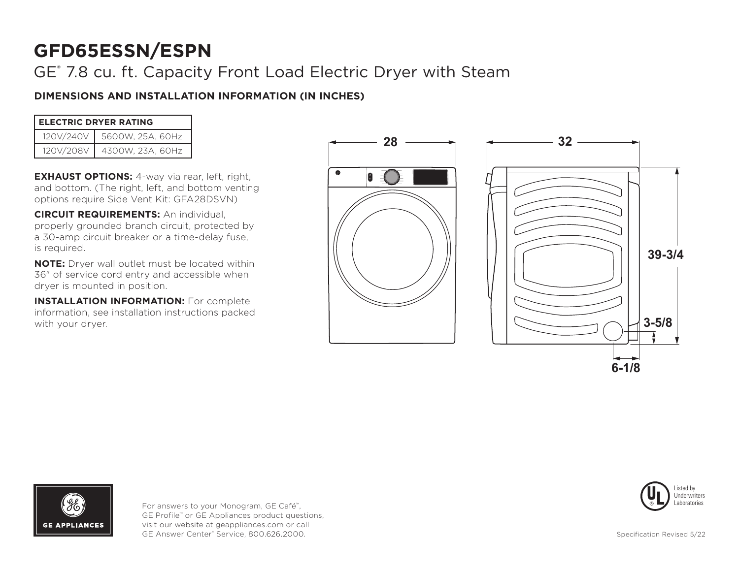# GFD65ESSN/ESPN

## GE® 7.8 cu. ft. Capacity Front Load Electric Dryer with Steam

### DIMENSIONS AND INSTALLATION INFORMATION (IN INCHES)

| ELECTRIC DRYER RATING | |
|---|---|
| 120V/240V | 5600W, 25A, 60Hz |
| 120V/208V | 4300W, 23A, 60Hz |

**EXHAUST OPTIONS:** 4-way via rear, left, right, and bottom. (The right, left, and bottom venting options require Side Vent Kit: GFA28DSVN)

**CIRCUIT REQUIREMENTS:** An individual, properly grounded branch circuit, protected by a 30-amp circuit breaker or a time-delay fuse, is required.

**NOTE:** Dryer wall outlet must be located within 36" of service cord entry and accessible when dryer is mounted in position.

**INSTALLATION INFORMATION:** For complete information, see installation instructions packed with your dryer.

28

32

39-3/4

3-5/8

6-1/8

For answers to your Monogram, GE Café™, GE Profile™ or GE Appliances product questions, visit our website at geappliances.com or call GE Answer Center® Service, 800.626.2000.

Listed by Underwriters Laboratories

Specification Revised 5/22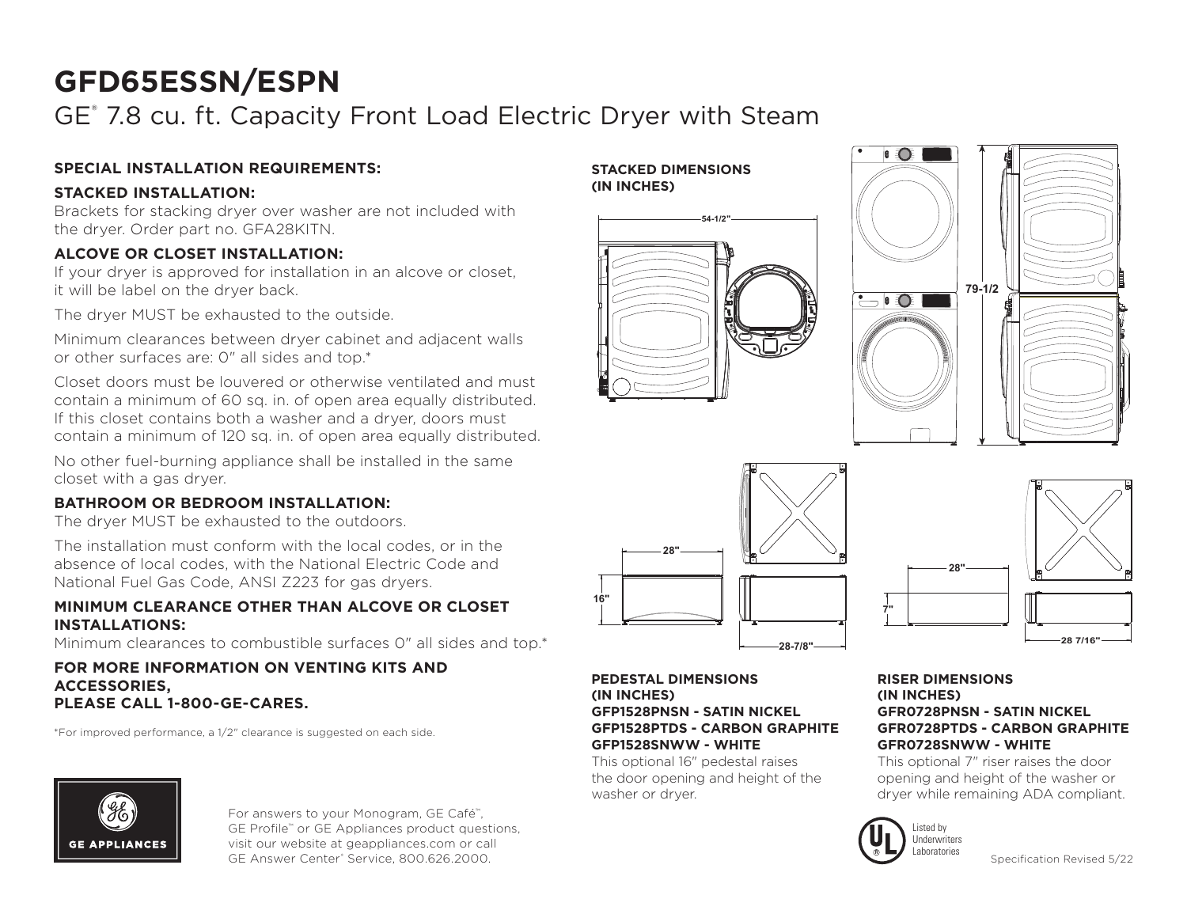# GFD65ESSN/ESPN

GE® 7.8 cu. ft. Capacity Front Load Electric Dryer with Steam

**SPECIAL INSTALLATION REQUIREMENTS:**

**STACKED INSTALLATION:**

Brackets for stacking dryer over washer are not included with the dryer. Order part no. GFA28KITN.

**ALCOVE OR CLOSET INSTALLATION:**

If your dryer is approved for installation in an alcove or closet, it will be label on the dryer back.

The dryer MUST be exhausted to the outside.

Minimum clearances between dryer cabinet and adjacent walls or other surfaces are: 0" all sides and top.*

Closet doors must be louvered or otherwise ventilated and must contain a minimum of 60 sq. in. of open area equally distributed. If this closet contains both a washer and a dryer, doors must contain a minimum of 120 sq. in. of open area equally distributed.

No other fuel-burning appliance shall be installed in the same closet with a gas dryer.

**BATHROOM OR BEDROOM INSTALLATION:**

The dryer MUST be exhausted to the outdoors.

The installation must conform with the local codes, or in the absence of local codes, with the National Electric Code and National Fuel Gas Code, ANSI Z223 for gas dryers.

**MINIMUM CLEARANCE OTHER THAN ALCOVE OR CLOSET INSTALLATIONS:**

Minimum clearances to combustible surfaces 0" all sides and top.*

**FOR MORE INFORMATION ON VENTING KITS AND ACCESSORIES, PLEASE CALL 1-800-GE-CARES.**

*For improved performance, a 1/2" clearance is suggested on each side.

**STACKED DIMENSIONS (IN INCHES)**

54-1/2"

79-1/2

28"

16"

28-7/8"

28"

7"

28 7/16"

**PEDESTAL DIMENSIONS (IN INCHES)**
**GFP1528PNSN - SATIN NICKEL**
**GFP1528PTDS - CARBON GRAPHITE**
**GFP1528SNWW - WHITE**

This optional 16" pedestal raises the door opening and height of the washer or dryer.

**RISER DIMENSIONS (IN INCHES)**
**GFR0728PNSN - SATIN NICKEL**
**GFR0728PTDS - CARBON GRAPHITE**
**GFR0728SNWW - WHITE**

This optional 7" riser raises the door opening and height of the washer or dryer while remaining ADA compliant.

GE APPLIANCES

For answers to your Monogram, GE Café™, GE Profile™ or GE Appliances product questions, visit our website at geappliances.com or call GE Answer Center® Service, 800.626.2000.

Listed by Underwriters Laboratories

Specification Revised 5/22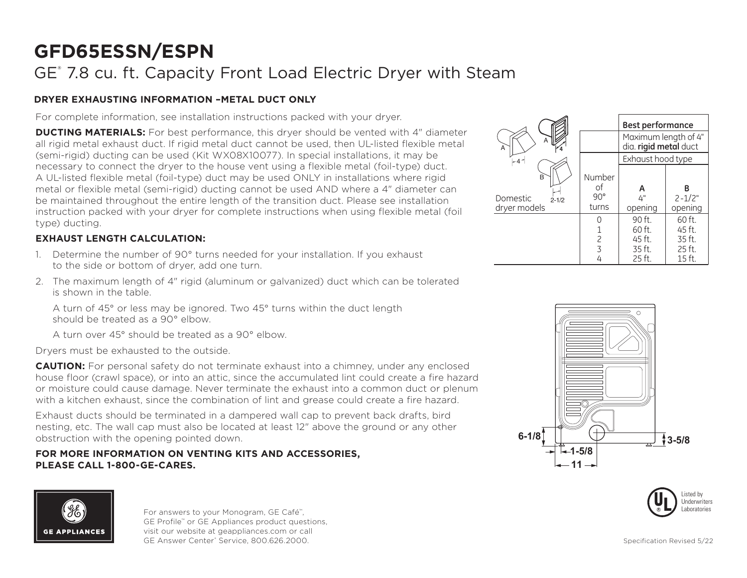# GFD65ESSN/ESPN

## GE® 7.8 cu. ft. Capacity Front Load Electric Dryer with Steam

### DRYER EXHAUSTING INFORMATION –METAL DUCT ONLY

For complete information, see installation instructions packed with your dryer.

**DUCTING MATERIALS:** For best performance, this dryer should be vented with 4" diameter all rigid metal exhaust duct. If rigid metal duct cannot be used, then UL-listed flexible metal (semi-rigid) ducting can be used (Kit WX08X10077). In special installations, it may be necessary to connect the dryer to the house vent using a flexible metal (foil-type) duct. A UL-listed flexible metal (foil-type) duct may be used ONLY in installations where rigid metal or flexible metal (semi-rigid) ducting cannot be used AND where a 4" diameter can be maintained throughout the entire length of the transition duct. Please see installation instruction packed with your dryer for complete instructions when using flexible metal (foil type) ducting.

**EXHAUST LENGTH CALCULATION:**

1. Determine the number of 90° turns needed for your installation. If you exhaust to the side or bottom of dryer, add one turn.
2. The maximum length of 4" rigid (aluminum or galvanized) duct which can be tolerated is shown in the table.

   A turn of 45° or less may be ignored. Two 45° turns within the duct length should be treated as a 90° elbow.

   A turn over 45° should be treated as a 90° elbow.

Dryers must be exhausted to the outside.

**CAUTION:** For personal safety do not terminate exhaust into a chimney, under any enclosed house floor (crawl space), or into an attic, since the accumulated lint could create a fire hazard or moisture could cause damage. Never terminate the exhaust into a common duct or plenum with a kitchen exhaust, since the combination of lint and grease could create a fire hazard.

Exhaust ducts should be terminated in a dampered wall cap to prevent back drafts, bird nesting, etc. The wall cap must also be located at least 12" above the ground or any other obstruction with the opening pointed down.

**FOR MORE INFORMATION ON VENTING KITS AND ACCESSORIES, PLEASE CALL 1-800-GE-CARES.**

| Domestic dryer models | | **Best performance** | |
|---|---|---|---|
| | | Maximum length of 4" dia. **rigid metal** duct | |
| | | Exhaust hood type | |
| | Number of 90° turns | **A** 4" opening | **B** 2-1/2" opening |
| | 0 | 90 ft. | 60 ft. |
| | 1 | 60 ft. | 45 ft. |
| | 2 | 45 ft. | 35 ft. |
| | 3 | 35 ft. | 25 ft. |
| | 4 | 25 ft. | 15 ft. |

6-1/8 3-5/8 1-5/8 11

For answers to your Monogram, GE Café™, GE Profile™ or GE Appliances product questions, visit our website at geappliances.com or call GE Answer Center® Service, 800.626.2000.

Listed by Underwriters Laboratories

Specification Revised 5/22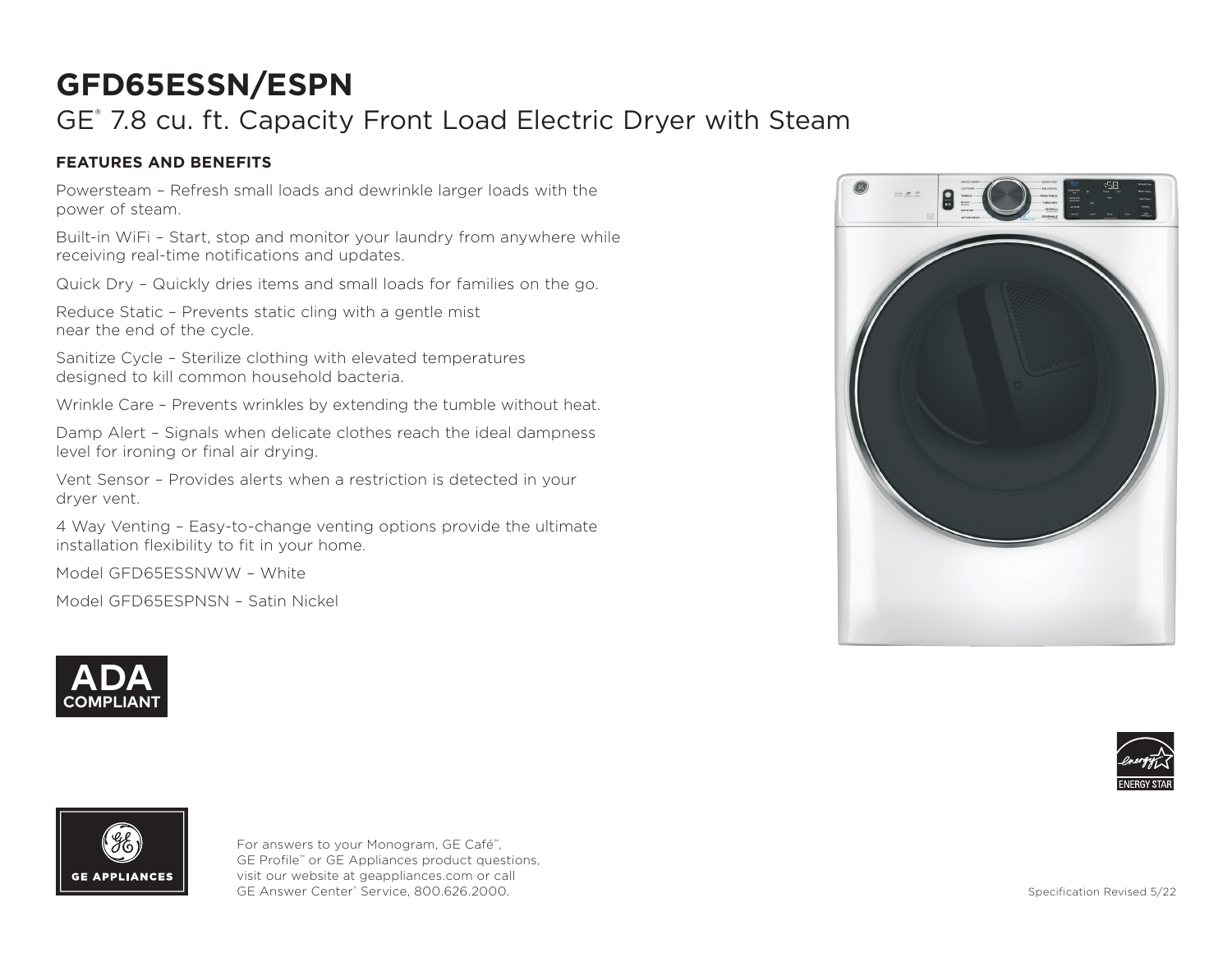# GFD65ESSN/ESPN

## GE® 7.8 cu. ft. Capacity Front Load Electric Dryer with Steam

**FEATURES AND BENEFITS**

Powersteam – Refresh small loads and dewrinkle larger loads with the power of steam.

Built-in WiFi – Start, stop and monitor your laundry from anywhere while receiving real-time notifications and updates.

Quick Dry – Quickly dries items and small loads for families on the go.

Reduce Static – Prevents static cling with a gentle mist near the end of the cycle.

Sanitize Cycle – Sterilize clothing with elevated temperatures designed to kill common household bacteria.

Wrinkle Care – Prevents wrinkles by extending the tumble without heat.

Damp Alert – Signals when delicate clothes reach the ideal dampness level for ironing or final air drying.

Vent Sensor – Provides alerts when a restriction is detected in your dryer vent.

4 Way Venting – Easy-to-change venting options provide the ultimate installation flexibility to fit in your home.

Model GFD65ESSNWW – White

Model GFD65ESPNSN – Satin Nickel

ADA COMPLIANT

ENERGY STAR

GE APPLIANCES

For answers to your Monogram, GE Café™, GE Profile™ or GE Appliances product questions, visit our website at geappliances.com or call GE Answer Center® Service, 800.626.2000.

Specification Revised 5/22